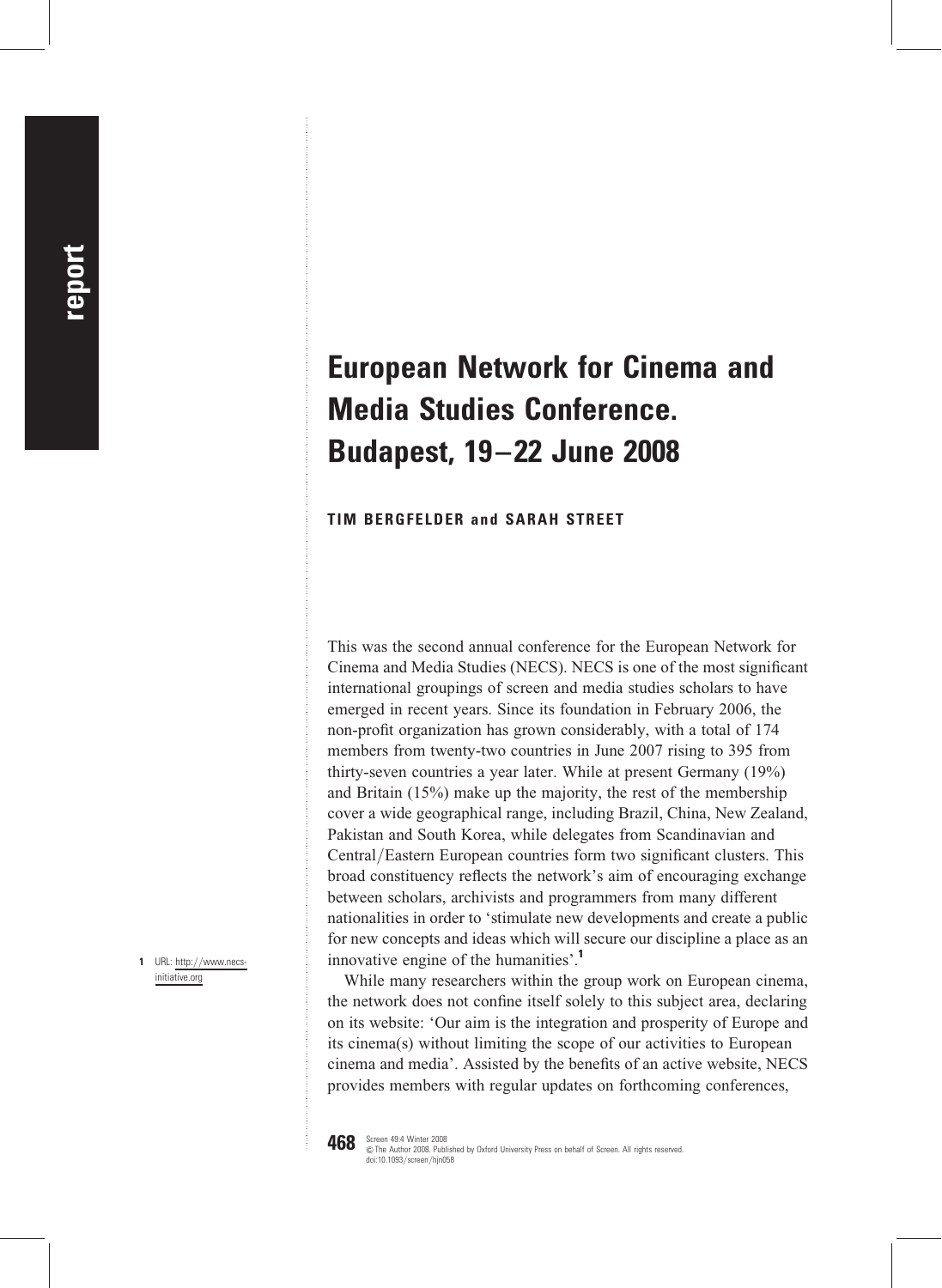report

# European Network for Cinema and Media Studies Conference. Budapest, 19–22 June 2008

**TIM BERGFELDER and SARAH STREET**

This was the second annual conference for the European Network for Cinema and Media Studies (NECS). NECS is one of the most significant international groupings of screen and media studies scholars to have emerged in recent years. Since its foundation in February 2006, the non-profit organization has grown considerably, with a total of 174 members from twenty-two countries in June 2007 rising to 395 from thirty-seven countries a year later. While at present Germany (19%) and Britain (15%) make up the majority, the rest of the membership cover a wide geographical range, including Brazil, China, New Zealand, Pakistan and South Korea, while delegates from Scandinavian and Central/Eastern European countries form two significant clusters. This broad constituency reflects the network's aim of encouraging exchange between scholars, archivists and programmers from many different nationalities in order to 'stimulate new developments and create a public for new concepts and ideas which will secure our discipline a place as an innovative engine of the humanities'.[1]

While many researchers within the group work on European cinema, the network does not confine itself solely to this subject area, declaring on its website: 'Our aim is the integration and prosperity of Europe and its cinema(s) without limiting the scope of our activities to European cinema and media'. Assisted by the benefits of an active website, NECS provides members with regular updates on forthcoming conferences,

1 URL: http://www.necs-initiative.org

Screen 49:4 Winter 2008
© The Author 2008. Published by Oxford University Press on behalf of Screen. All rights reserved.
doi:10.1093/screen/hjn058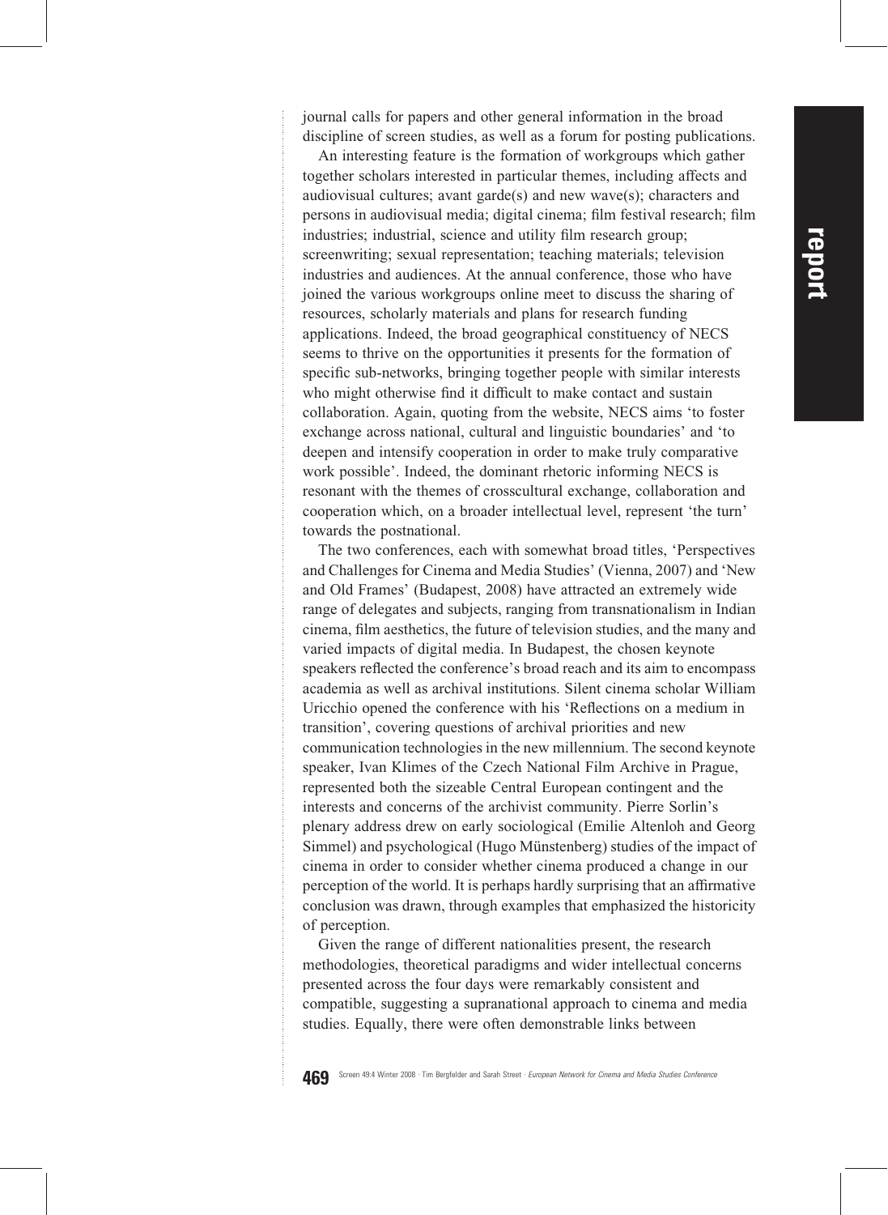journal calls for papers and other general information in the broad discipline of screen studies, as well as a forum for posting publications.

An interesting feature is the formation of workgroups which gather together scholars interested in particular themes, including affects and audiovisual cultures; avant garde(s) and new wave(s); characters and persons in audiovisual media; digital cinema; film festival research; film industries; industrial, science and utility film research group; screenwriting; sexual representation; teaching materials; television industries and audiences. At the annual conference, those who have joined the various workgroups online meet to discuss the sharing of resources, scholarly materials and plans for research funding applications. Indeed, the broad geographical constituency of NECS seems to thrive on the opportunities it presents for the formation of specific sub-networks, bringing together people with similar interests who might otherwise find it difficult to make contact and sustain collaboration. Again, quoting from the website, NECS aims 'to foster exchange across national, cultural and linguistic boundaries' and 'to deepen and intensify cooperation in order to make truly comparative work possible'. Indeed, the dominant rhetoric informing NECS is resonant with the themes of crosscultural exchange, collaboration and cooperation which, on a broader intellectual level, represent 'the turn' towards the postnational.

The two conferences, each with somewhat broad titles, 'Perspectives and Challenges for Cinema and Media Studies' (Vienna, 2007) and 'New and Old Frames' (Budapest, 2008) have attracted an extremely wide range of delegates and subjects, ranging from transnationalism in Indian cinema, film aesthetics, the future of television studies, and the many and varied impacts of digital media. In Budapest, the chosen keynote speakers reflected the conference's broad reach and its aim to encompass academia as well as archival institutions. Silent cinema scholar William Uricchio opened the conference with his 'Reflections on a medium in transition', covering questions of archival priorities and new communication technologies in the new millennium. The second keynote speaker, Ivan Klimes of the Czech National Film Archive in Prague, represented both the sizeable Central European contingent and the interests and concerns of the archivist community. Pierre Sorlin's plenary address drew on early sociological (Emilie Altenloh and Georg Simmel) and psychological (Hugo Münstenberg) studies of the impact of cinema in order to consider whether cinema produced a change in our perception of the world. It is perhaps hardly surprising that an affirmative conclusion was drawn, through examples that emphasized the historicity of perception.

Given the range of different nationalities present, the research methodologies, theoretical paradigms and wider intellectual concerns presented across the four days were remarkably consistent and compatible, suggesting a supranational approach to cinema and media studies. Equally, there were often demonstrable links between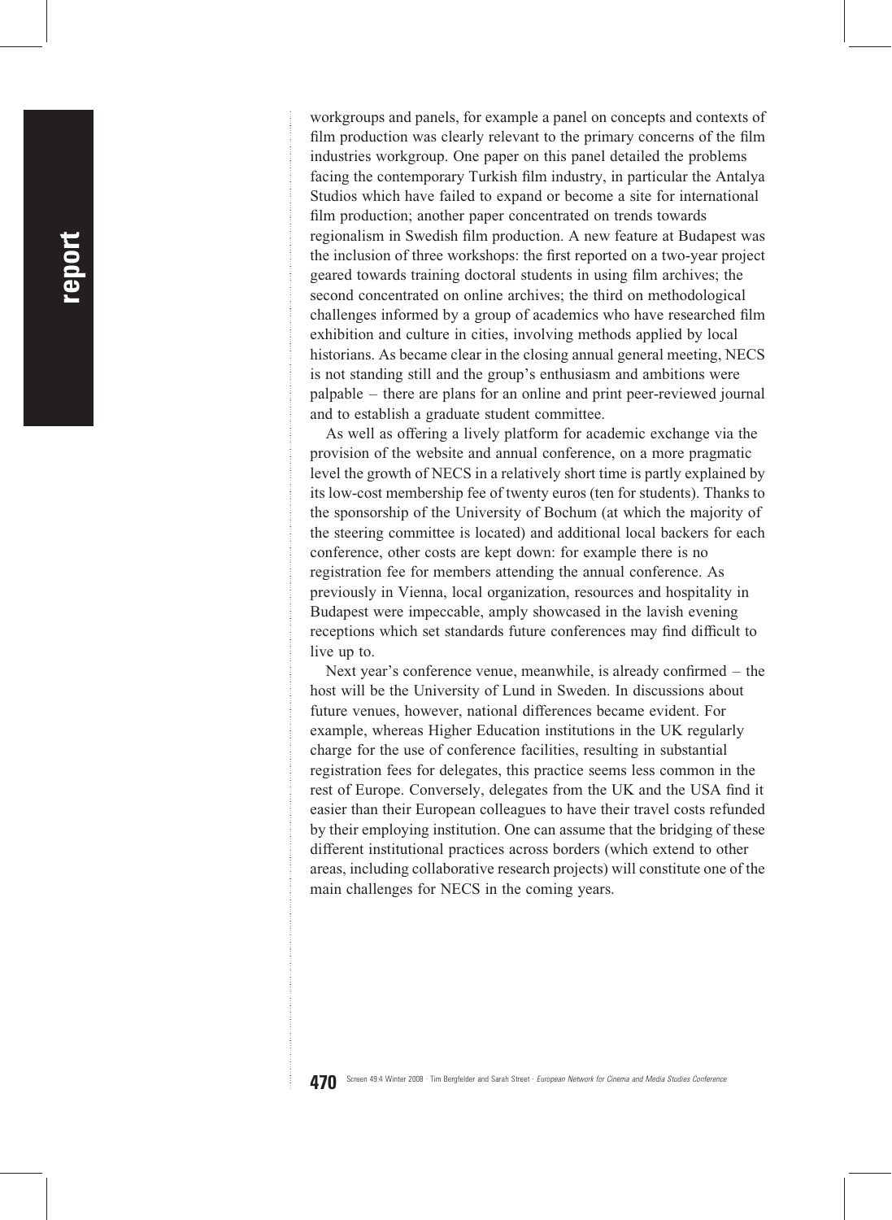workgroups and panels, for example a panel on concepts and contexts of film production was clearly relevant to the primary concerns of the film industries workgroup. One paper on this panel detailed the problems facing the contemporary Turkish film industry, in particular the Antalya Studios which have failed to expand or become a site for international film production; another paper concentrated on trends towards regionalism in Swedish film production. A new feature at Budapest was the inclusion of three workshops: the first reported on a two-year project geared towards training doctoral students in using film archives; the second concentrated on online archives; the third on methodological challenges informed by a group of academics who have researched film exhibition and culture in cities, involving methods applied by local historians. As became clear in the closing annual general meeting, NECS is not standing still and the group's enthusiasm and ambitions were palpable – there are plans for an online and print peer-reviewed journal and to establish a graduate student committee.

As well as offering a lively platform for academic exchange via the provision of the website and annual conference, on a more pragmatic level the growth of NECS in a relatively short time is partly explained by its low-cost membership fee of twenty euros (ten for students). Thanks to the sponsorship of the University of Bochum (at which the majority of the steering committee is located) and additional local backers for each conference, other costs are kept down: for example there is no registration fee for members attending the annual conference. As previously in Vienna, local organization, resources and hospitality in Budapest were impeccable, amply showcased in the lavish evening receptions which set standards future conferences may find difficult to live up to.

Next year's conference venue, meanwhile, is already confirmed – the host will be the University of Lund in Sweden. In discussions about future venues, however, national differences became evident. For example, whereas Higher Education institutions in the UK regularly charge for the use of conference facilities, resulting in substantial registration fees for delegates, this practice seems less common in the rest of Europe. Conversely, delegates from the UK and the USA find it easier than their European colleagues to have their travel costs refunded by their employing institution. One can assume that the bridging of these different institutional practices across borders (which extend to other areas, including collaborative research projects) will constitute one of the main challenges for NECS in the coming years.